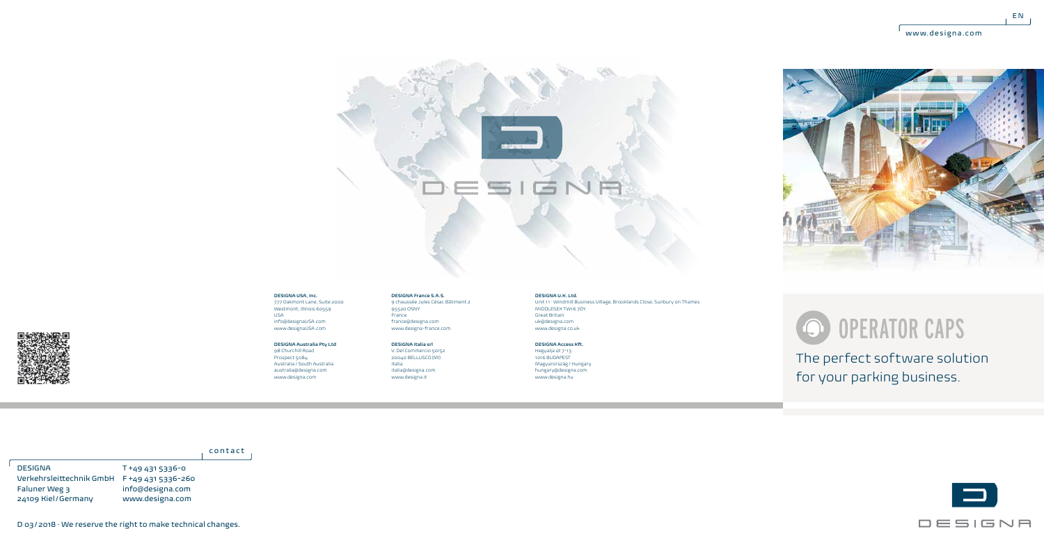EN

www.designa.com

DESIGNA

**DESIGNA USA, Inc.**
777 Oakmont Lane, Suite 2000
Westmont, Illinois 60559
USA
info@designaUSA.com
www.designaUSA.com

**DESIGNA Australia Pty Ltd**
98 Churchill Road
Prospect 5084
Australia / South Australia
australia@designa.com
www.designa.com

**DESIGNA France S.A.S.**
9 chaussée Jules César, Bâtiment 2
95520 OSNY
France
france@designa.com
www.designa-france.com

**DESIGNA Italia srl**
V. Del Commercio 50/52
20040 BELLUSCO (MI)
Italia
italia@designa.com
www.designa.it

**DESIGNA U.K. Ltd.**
Unit 11 · Windmill Business Village, Brooklands Close, Sunbury on Thames
MIDDLESEX TW16 7DY
Great Britain
uk@designa.com
www.designa.co.uk

**DESIGNA Access Kft.**
Hegyalja út 7-13
1016 BUDAPEST
Magyarország / Hungary
hungary@designa.com
www.designa.hu

# OPERATOR CAPS

The perfect software solution for your parking business.

contact

| | |
|---|---|
| DESIGNA | T +49 431 5336-0 |
| Verkehrsleittechnik GmbH | F +49 431 5336-260 |
| Faluner Weg 3 | info@designa.com |
| 24109 Kiel / Germany | www.designa.com |

D 03 / 2018 · We reserve the right to make technical changes.

DESIGNA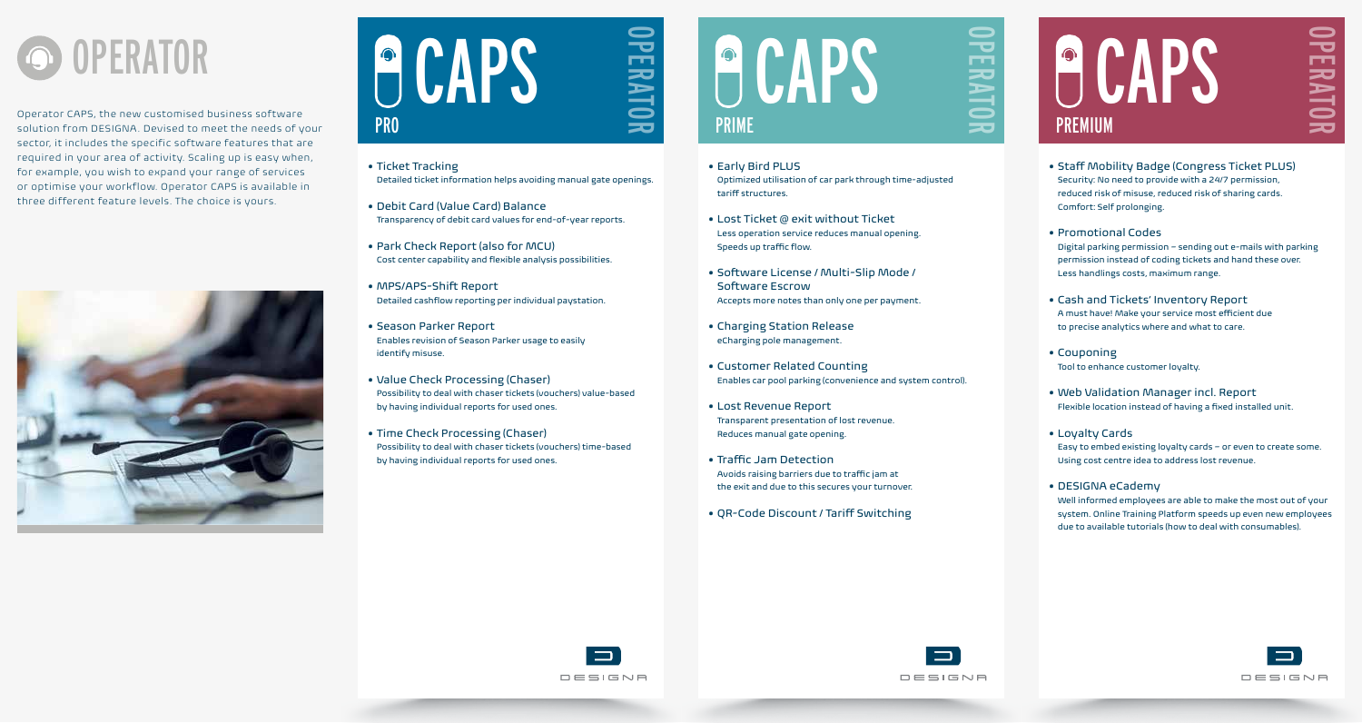# OPERATOR

Operator CAPS, the new customised business software solution from DESIGNA. Devised to meet the needs of your sector, it includes the specific software features that are required in your area of activity. Scaling up is easy when, for example, you wish to expand your range of services or optimise your workflow. Operator CAPS is available in three different feature levels. The choice is yours.

## CAPS PRO

OPERATOR

- **Ticket Tracking**
  Detailed ticket information helps avoiding manual gate openings.
- **Debit Card (Value Card) Balance**
  Transparency of debit card values for end-of-year reports.
- **Park Check Report (also for MCU)**
  Cost center capability and flexible analysis possibilities.
- **MPS/APS-Shift Report**
  Detailed cashflow reporting per individual paystation.
- **Season Parker Report**
  Enables revision of Season Parker usage to easily identify misuse.
- **Value Check Processing (Chaser)**
  Possibility to deal with chaser tickets (vouchers) value-based by having individual reports for used ones.
- **Time Check Processing (Chaser)**
  Possibility to deal with chaser tickets (vouchers) time-based by having individual reports for used ones.

DESIGNA

## CAPS PRIME

OPERATOR

- **Early Bird PLUS**
  Optimized utilisation of car park through time-adjusted tariff structures.
- **Lost Ticket @ exit without Ticket**
  Less operation service reduces manual opening. Speeds up traffic flow.
- **Software License / Multi-Slip Mode / Software Escrow**
  Accepts more notes than only one per payment.
- **Charging Station Release**
  eCharging pole management.
- **Customer Related Counting**
  Enables car pool parking (convenience and system control).
- **Lost Revenue Report**
  Transparent presentation of lost revenue. Reduces manual gate opening.
- **Traffic Jam Detection**
  Avoids raising barriers due to traffic jam at the exit and due to this secures your turnover.
- **QR-Code Discount / Tariff Switching**

DESIGNA

## CAPS PREMIUM

OPERATOR

- **Staff Mobility Badge (Congress Ticket PLUS)**
  Security: No need to provide with a 24/7 permission, reduced risk of misuse, reduced risk of sharing cards. Comfort: Self prolonging.
- **Promotional Codes**
  Digital parking permission – sending out e-mails with parking permission instead of coding tickets and hand these over. Less handlings costs, maximum range.
- **Cash and Tickets' Inventory Report**
  A must have! Make your service most efficient due to precise analytics where and what to care.
- **Couponing**
  Tool to enhance customer loyalty.
- **Web Validation Manager incl. Report**
  Flexible location instead of having a fixed installed unit.
- **Loyalty Cards**
  Easy to embed existing loyalty cards – or even to create some. Using cost centre idea to address lost revenue.
- **DESIGNA eCademy**
  Well informed employees are able to make the most out of your system. Online Training Platform speeds up even new employees due to available tutorials (how to deal with consumables).

DESIGNA